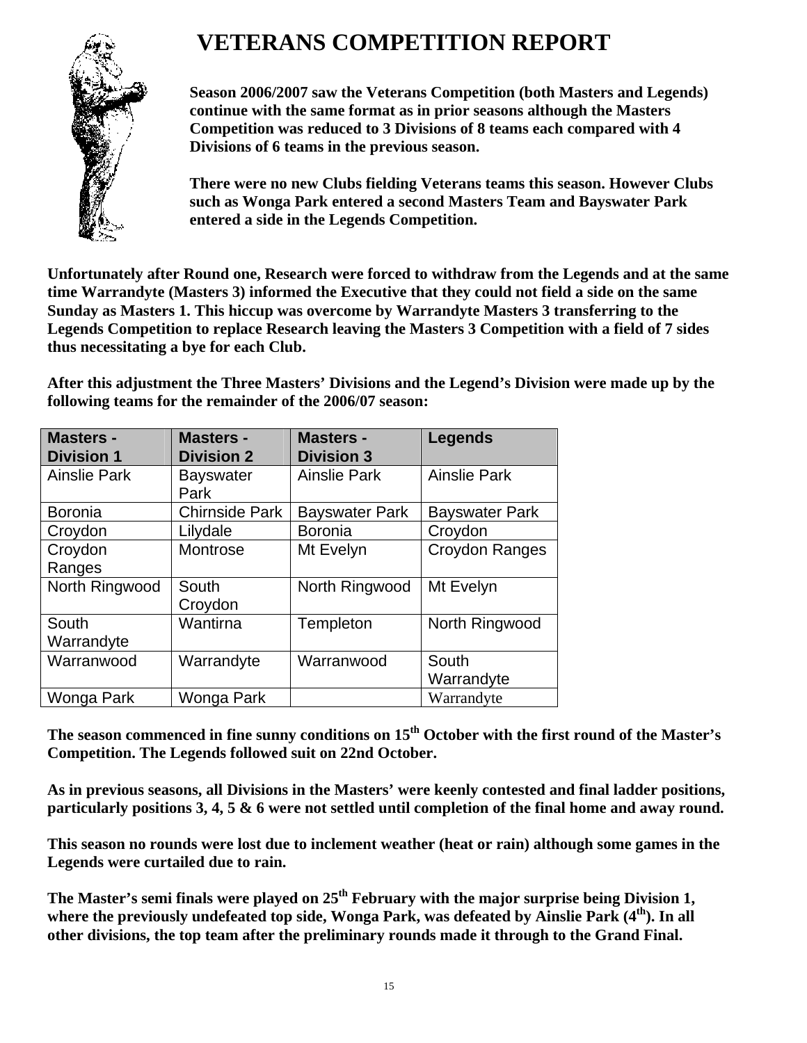# VETERANS COMPETITION REPORT

**Season 2006/2007 saw the Veterans Competition (both Masters and Legends) continue with the same format as in prior seasons although the Masters Competition was reduced to 3 Divisions of 8 teams each compared with 4 Divisions of 6 teams in the previous season.**

**There were no new Clubs fielding Veterans teams this season. However Clubs such as Wonga Park entered a second Masters Team and Bayswater Park entered a side in the Legends Competition.**

**Unfortunately after Round one, Research were forced to withdraw from the Legends and at the same time Warrandyte (Masters 3) informed the Executive that they could not field a side on the same Sunday as Masters 1. This hiccup was overcome by Warrandyte Masters 3 transferring to the Legends Competition to replace Research leaving the Masters 3 Competition with a field of 7 sides thus necessitating a bye for each Club.**

**After this adjustment the Three Masters' Divisions and the Legend's Division were made up by the following teams for the remainder of the 2006/07 season:**

| Masters - Division 1 | Masters - Division 2 | Masters - Division 3 | Legends |
|---|---|---|---|
| Ainslie Park | Bayswater Park | Ainslie Park | Ainslie Park |
| Boronia | Chirnside Park | Bayswater Park | Bayswater Park |
| Croydon | Lilydale | Boronia | Croydon |
| Croydon Ranges | Montrose | Mt Evelyn | Croydon Ranges |
| North Ringwood | South Croydon | North Ringwood | Mt Evelyn |
| South Warrandyte | Wantirna | Templeton | North Ringwood |
| Warranwood | Warrandyte | Warranwood | South Warrandyte |
| Wonga Park | Wonga Park | | Warrandyte |

**The season commenced in fine sunny conditions on 15th October with the first round of the Master's Competition. The Legends followed suit on 22nd October.**

**As in previous seasons, all Divisions in the Masters' were keenly contested and final ladder positions, particularly positions 3, 4, 5 & 6 were not settled until completion of the final home and away round.**

**This season no rounds were lost due to inclement weather (heat or rain) although some games in the Legends were curtailed due to rain.**

**The Master's semi finals were played on 25th February with the major surprise being Division 1, where the previously undefeated top side, Wonga Park, was defeated by Ainslie Park (4th). In all other divisions, the top team after the preliminary rounds made it through to the Grand Final.**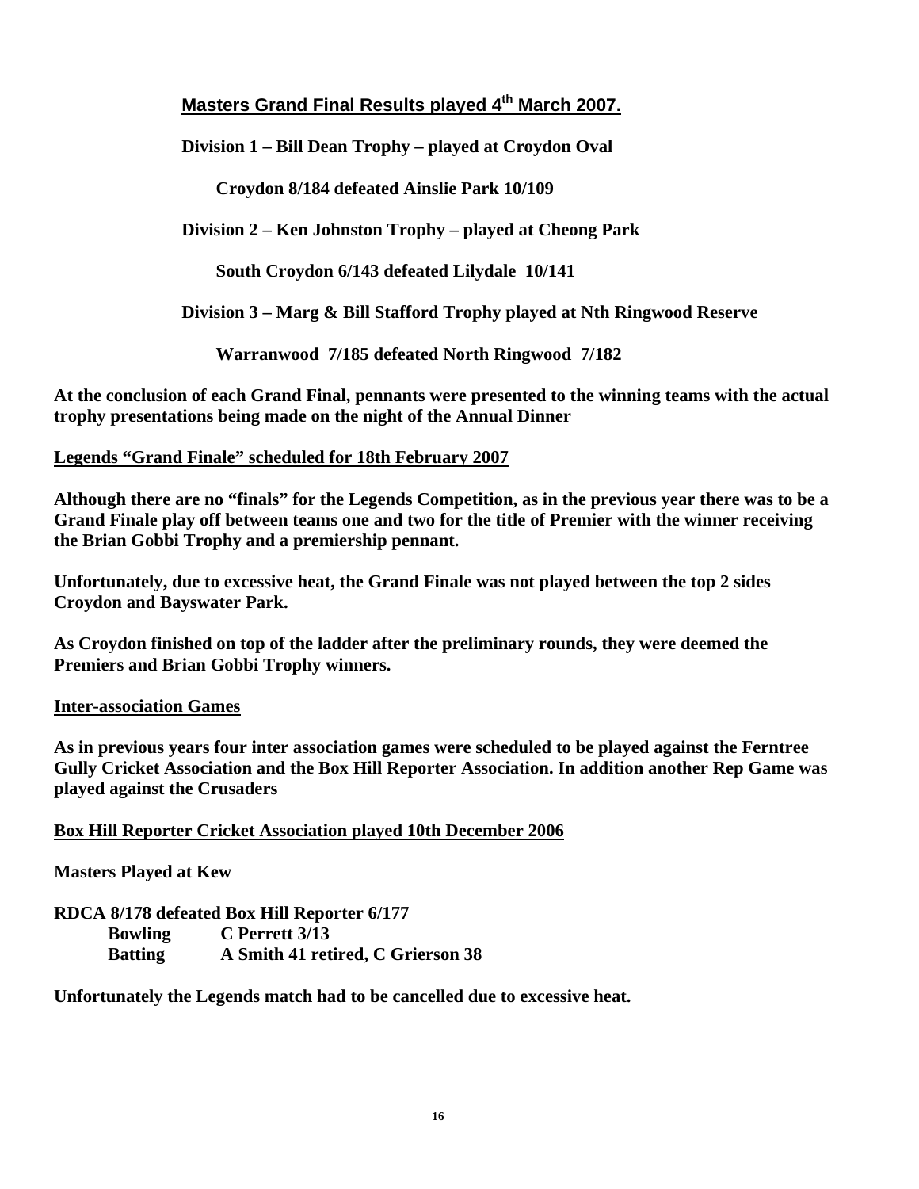## Masters Grand Final Results played 4th March 2007.

**Division 1 – Bill Dean Trophy – played at Croydon Oval**

**Croydon 8/184 defeated Ainslie Park 10/109**

**Division 2 – Ken Johnston Trophy – played at Cheong Park**

**South Croydon 6/143 defeated Lilydale 10/141**

**Division 3 – Marg & Bill Stafford Trophy played at Nth Ringwood Reserve**

**Warranwood 7/185 defeated North Ringwood 7/182**

**At the conclusion of each Grand Final, pennants were presented to the winning teams with the actual trophy presentations being made on the night of the Annual Dinner**

**Legends "Grand Finale" scheduled for 18th February 2007**

**Although there are no "finals" for the Legends Competition, as in the previous year there was to be a Grand Finale play off between teams one and two for the title of Premier with the winner receiving the Brian Gobbi Trophy and a premiership pennant.**

**Unfortunately, due to excessive heat, the Grand Finale was not played between the top 2 sides Croydon and Bayswater Park.**

**As Croydon finished on top of the ladder after the preliminary rounds, they were deemed the Premiers and Brian Gobbi Trophy winners.**

**Inter-association Games**

**As in previous years four inter association games were scheduled to be played against the Ferntree Gully Cricket Association and the Box Hill Reporter Association. In addition another Rep Game was played against the Crusaders**

**Box Hill Reporter Cricket Association played 10th December 2006**

**Masters Played at Kew**

**RDCA 8/178 defeated Box Hill Reporter 6/177**

**Bowling** C Perrett 3/13

**Batting** A Smith 41 retired, C Grierson 38

**Unfortunately the Legends match had to be cancelled due to excessive heat.**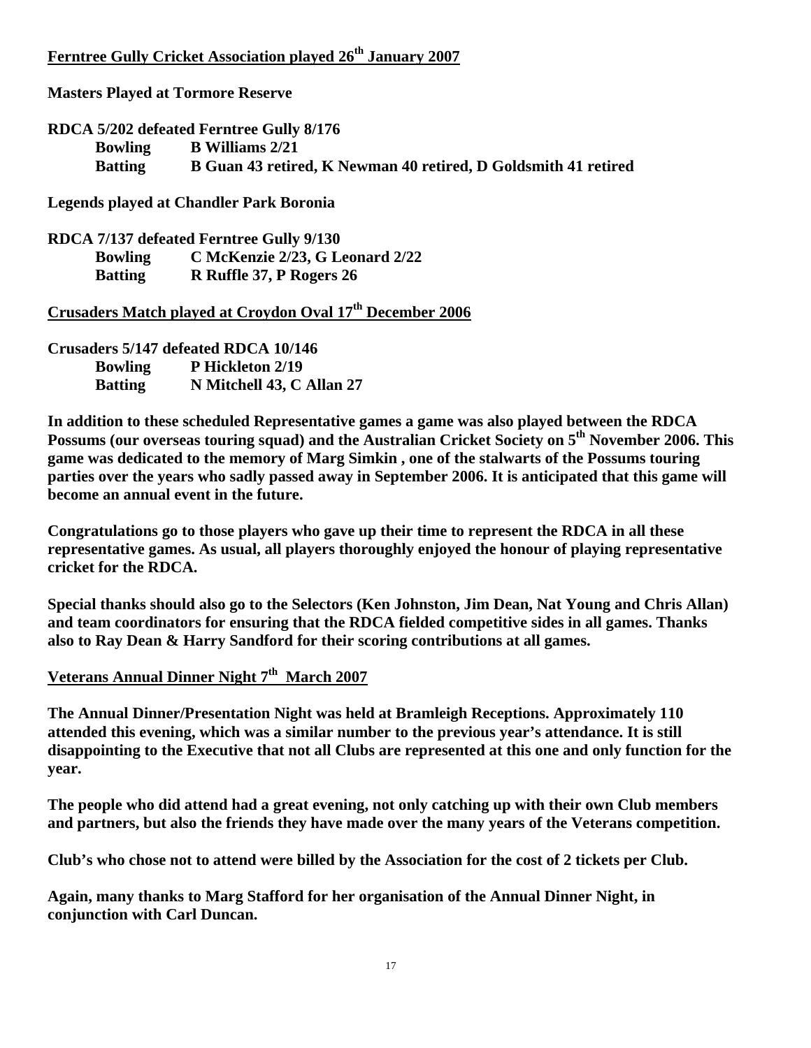## Ferntree Gully Cricket Association played 26th January 2007

**Masters Played at Tormore Reserve**

**RDCA 5/202 defeated Ferntree Gully 8/176**

| | |
|---|---|
| **Bowling** | **B Williams 2/21** |
| **Batting** | **B Guan 43 retired, K Newman 40 retired, D Goldsmith 41 retired** |

**Legends played at Chandler Park Boronia**

**RDCA 7/137 defeated Ferntree Gully 9/130**

| | |
|---|---|
| **Bowling** | **C McKenzie 2/23, G Leonard 2/22** |
| **Batting** | **R Ruffle 37, P Rogers 26** |

## Crusaders Match played at Croydon Oval 17th December 2006

**Crusaders 5/147 defeated RDCA 10/146**

| | |
|---|---|
| **Bowling** | **P Hickleton 2/19** |
| **Batting** | **N Mitchell 43, C Allan 27** |

**In addition to these scheduled Representative games a game was also played between the RDCA Possums (our overseas touring squad) and the Australian Cricket Society on 5th November 2006. This game was dedicated to the memory of Marg Simkin , one of the stalwarts of the Possums touring parties over the years who sadly passed away in September 2006. It is anticipated that this game will become an annual event in the future.**

**Congratulations go to those players who gave up their time to represent the RDCA in all these representative games. As usual, all players thoroughly enjoyed the honour of playing representative cricket for the RDCA.**

**Special thanks should also go to the Selectors (Ken Johnston, Jim Dean, Nat Young and Chris Allan) and team coordinators for ensuring that the RDCA fielded competitive sides in all games. Thanks also to Ray Dean & Harry Sandford for their scoring contributions at all games.**

## Veterans Annual Dinner Night 7th March 2007

**The Annual Dinner/Presentation Night was held at Bramleigh Receptions. Approximately 110 attended this evening, which was a similar number to the previous year's attendance. It is still disappointing to the Executive that not all Clubs are represented at this one and only function for the year.**

**The people who did attend had a great evening, not only catching up with their own Club members and partners, but also the friends they have made over the many years of the Veterans competition.**

**Club's who chose not to attend were billed by the Association for the cost of 2 tickets per Club.**

**Again, many thanks to Marg Stafford for her organisation of the Annual Dinner Night, in conjunction with Carl Duncan.**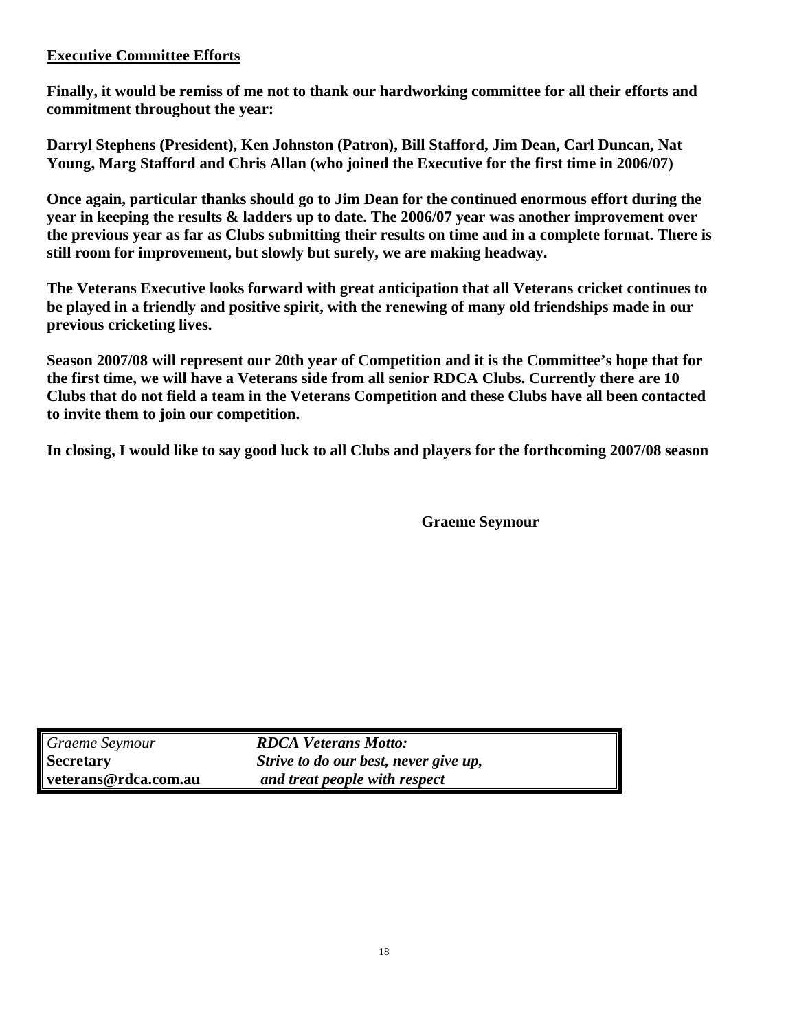## Executive Committee Efforts

**Finally, it would be remiss of me not to thank our hardworking committee for all their efforts and commitment throughout the year:**

**Darryl Stephens (President), Ken Johnston (Patron), Bill Stafford, Jim Dean, Carl Duncan, Nat Young, Marg Stafford and Chris Allan (who joined the Executive for the first time in 2006/07)**

**Once again, particular thanks should go to Jim Dean for the continued enormous effort during the year in keeping the results & ladders up to date. The 2006/07 year was another improvement over the previous year as far as Clubs submitting their results on time and in a complete format. There is still room for improvement, but slowly but surely, we are making headway.**

**The Veterans Executive looks forward with great anticipation that all Veterans cricket continues to be played in a friendly and positive spirit, with the renewing of many old friendships made in our previous cricketing lives.**

**Season 2007/08 will represent our 20th year of Competition and it is the Committee's hope that for the first time, we will have a Veterans side from all senior RDCA Clubs. Currently there are 10 Clubs that do not field a team in the Veterans Competition and these Clubs have all been contacted to invite them to join our competition.**

**In closing, I would like to say good luck to all Clubs and players for the forthcoming 2007/08 season**

**Graeme Seymour**

| | |
|---|---|
| *Graeme Seymour* | ***RDCA Veterans Motto:*** |
| **Secretary** | ***Strive to do our best, never give up,*** |
| **veterans@rdca.com.au** | ***and treat people with respect*** |